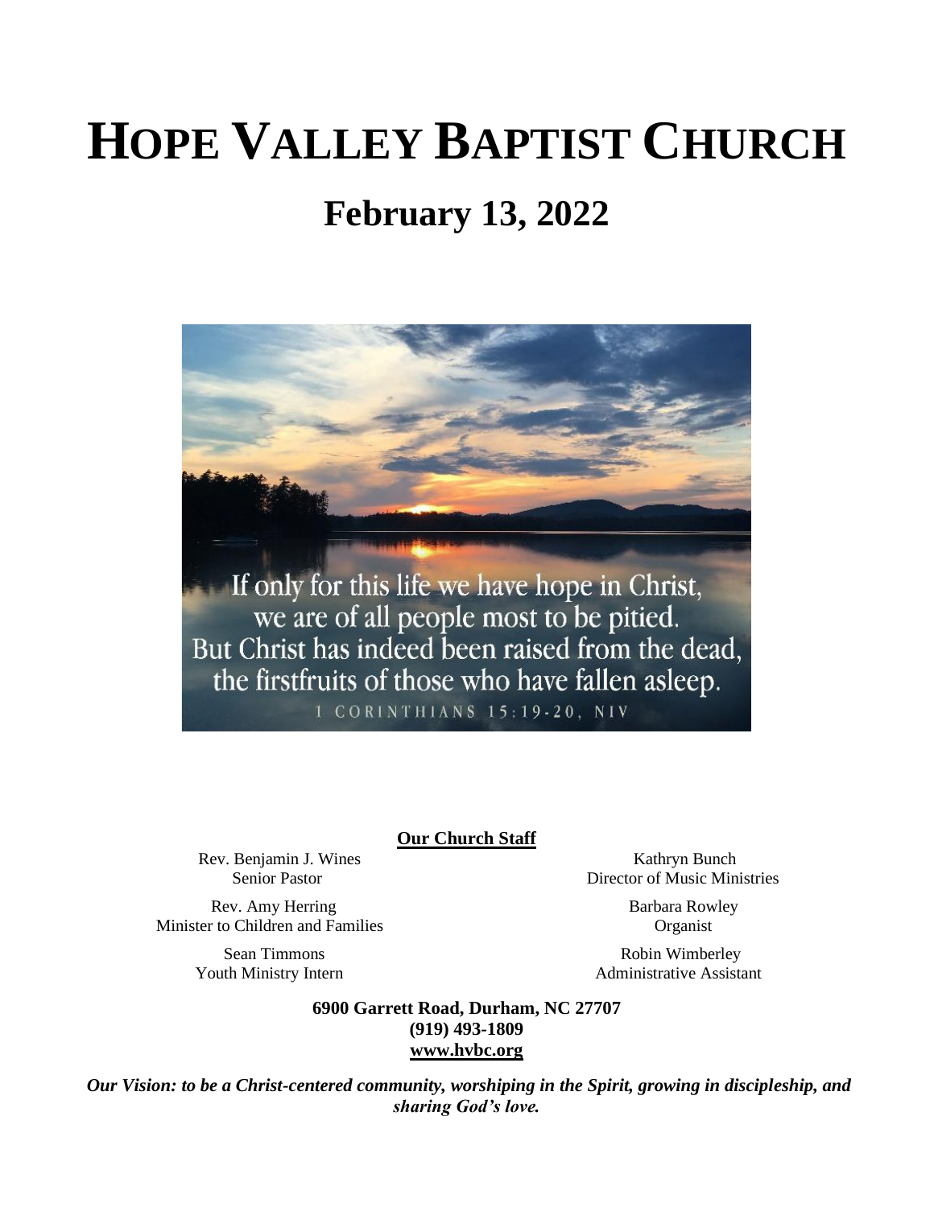# HOPE VALLEY BAPTIST CHURCH

## February 13, 2022

If only for this life we have hope in Christ, we are of all people most to be pitied. But Christ has indeed been raised from the dead, the firstfruits of those who have fallen asleep.

1 CORINTHIANS 15:19-20, NIV

**Our Church Staff**

Rev. Benjamin J. Wines
Senior Pastor

Rev. Amy Herring
Minister to Children and Families

Sean Timmons
Youth Ministry Intern

Kathryn Bunch
Director of Music Ministries

Barbara Rowley
Organist

Robin Wimberley
Administrative Assistant

**6900 Garrett Road, Durham, NC 27707**
**(919) 493-1809**
**www.hvbc.org**

***Our Vision: to be a Christ-centered community, worshiping in the Spirit, growing in discipleship, and sharing God's love.***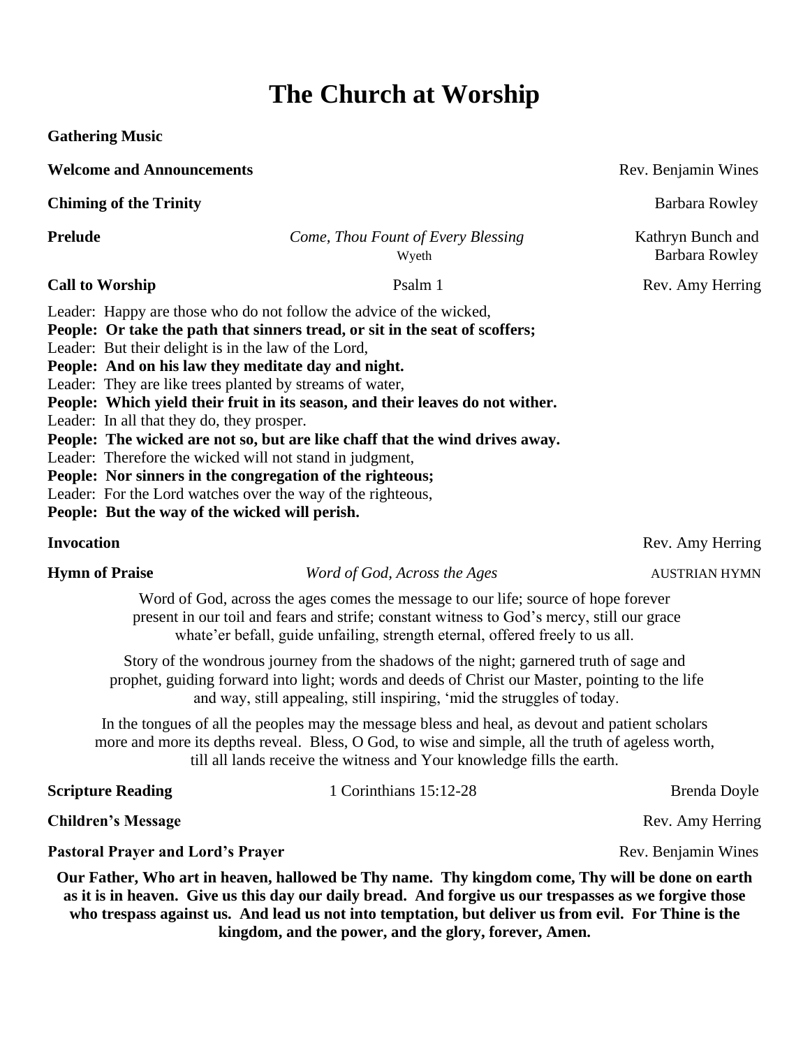# The Church at Worship

**Gathering Music**

**Welcome and Announcements** Rev. Benjamin Wines

**Chiming of the Trinity** Barbara Rowley

**Prelude** *Come, Thou Fount of Every Blessing* Wyeth — Kathryn Bunch and Barbara Rowley

**Call to Worship** Psalm 1 — Rev. Amy Herring

Leader: Happy are those who do not follow the advice of the wicked,
**People: Or take the path that sinners tread, or sit in the seat of scoffers;**
Leader: But their delight is in the law of the Lord,
**People: And on his law they meditate day and night.**
Leader: They are like trees planted by streams of water,
**People: Which yield their fruit in its season, and their leaves do not wither.**
Leader: In all that they do, they prosper.
**People: The wicked are not so, but are like chaff that the wind drives away.**
Leader: Therefore the wicked will not stand in judgment,
**People: Nor sinners in the congregation of the righteous;**
Leader: For the Lord watches over the way of the righteous,
**People: But the way of the wicked will perish.**

**Invocation** Rev. Amy Herring

**Hymn of Praise** *Word of God, Across the Ages* AUSTRIAN HYMN

Word of God, across the ages comes the message to our life; source of hope forever present in our toil and fears and strife; constant witness to God's mercy, still our grace whate'er befall, guide unfailing, strength eternal, offered freely to us all.

Story of the wondrous journey from the shadows of the night; garnered truth of sage and prophet, guiding forward into light; words and deeds of Christ our Master, pointing to the life and way, still appealing, still inspiring, 'mid the struggles of today.

In the tongues of all the peoples may the message bless and heal, as devout and patient scholars more and more its depths reveal. Bless, O God, to wise and simple, all the truth of ageless worth, till all lands receive the witness and Your knowledge fills the earth.

**Scripture Reading** 1 Corinthians 15:12-28 — Brenda Doyle

**Children's Message** Rev. Amy Herring

**Pastoral Prayer and Lord's Prayer** Rev. Benjamin Wines

**Our Father, Who art in heaven, hallowed be Thy name. Thy kingdom come, Thy will be done on earth as it is in heaven. Give us this day our daily bread. And forgive us our trespasses as we forgive those who trespass against us. And lead us not into temptation, but deliver us from evil. For Thine is the kingdom, and the power, and the glory, forever, Amen.**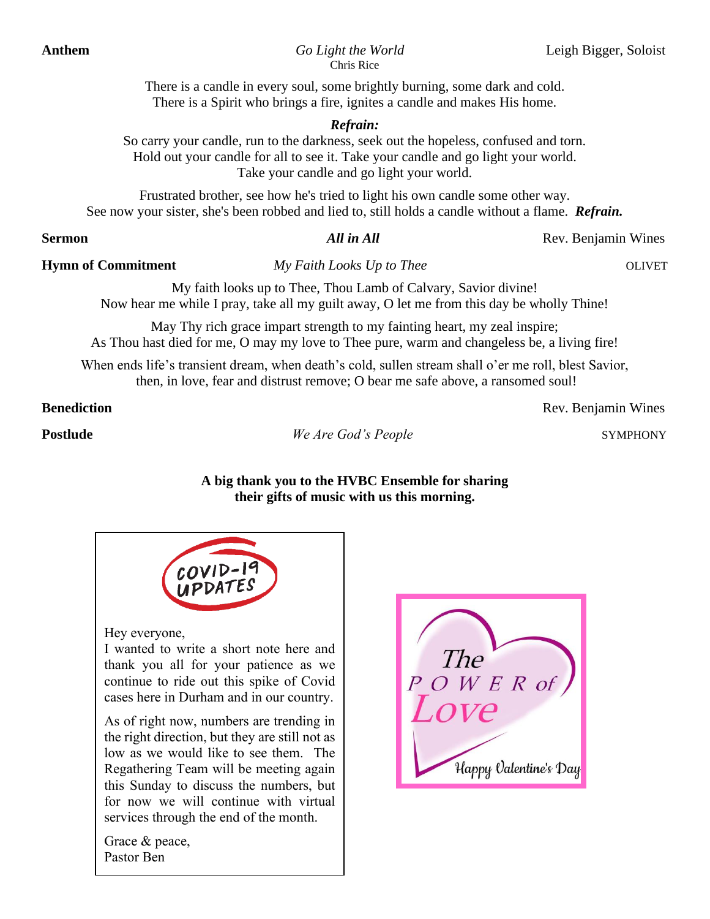**Anthem** *Go Light the World* Leigh Bigger, Soloist
Chris Rice

There is a candle in every soul, some brightly burning, some dark and cold.
There is a Spirit who brings a fire, ignites a candle and makes His home.

***Refrain:***
So carry your candle, run to the darkness, seek out the hopeless, confused and torn.
Hold out your candle for all to see it. Take your candle and go light your world.
Take your candle and go light your world.

Frustrated brother, see how he's tried to light his own candle some other way.
See now your sister, she's been robbed and lied to, still holds a candle without a flame. ***Refrain.***

**Sermon** ***All in All*** Rev. Benjamin Wines

**Hymn of Commitment** *My Faith Looks Up to Thee* OLIVET

My faith looks up to Thee, Thou Lamb of Calvary, Savior divine!
Now hear me while I pray, take all my guilt away, O let me from this day be wholly Thine!

May Thy rich grace impart strength to my fainting heart, my zeal inspire;
As Thou hast died for me, O may my love to Thee pure, warm and changeless be, a living fire!

When ends life's transient dream, when death's cold, sullen stream shall o'er me roll, blest Savior,
then, in love, fear and distrust remove; O bear me safe above, a ransomed soul!

**Benediction** Rev. Benjamin Wines

**Postlude** *We Are God's People* SYMPHONY

**A big thank you to the HVBC Ensemble for sharing their gifts of music with us this morning.**

COVID-19 UPDATES

Hey everyone,
I wanted to write a short note here and thank you all for your patience as we continue to ride out this spike of Covid cases here in Durham and in our country.

As of right now, numbers are trending in the right direction, but they are still not as low as we would like to see them. The Regathering Team will be meeting again this Sunday to discuss the numbers, but for now we will continue with virtual services through the end of the month.

Grace & peace,
Pastor Ben

The POWER of Love
Happy Valentine's Day